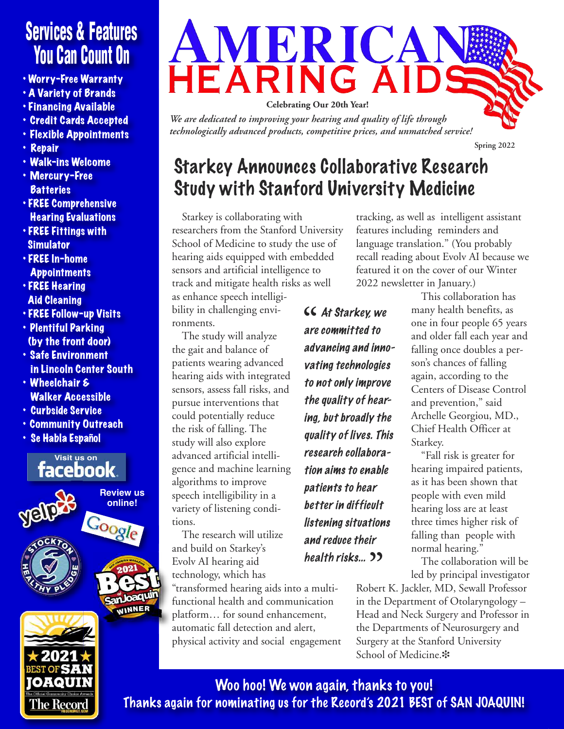# AMERICAN HEARING AIDS

**Celebrating Our 20th Year!**

*We are dedicated to improving your hearing and quality of life through technologically advanced products, competitive prices, and unmatched service!*

Spring 2022

## Services & Features You Can Count On

- Worry-Free Warranty
- A Variety of Brands
- Financing Available
- Credit Cards Accepted
- Flexible Appointments
- Repair
- Walk-ins Welcome
- Mercury-Free Batteries
- FREE Comprehensive Hearing Evaluations
- FREE Fittings with Simulator
- FREE In-home Appointments
- FREE Hearing Aid Cleaning
- FREE Follow-up Visits
- Plentiful Parking (by the front door)
- Safe Environment in Lincoln Center South
- Wheelchair & Walker Accessible
- Curbside Service
- Community Outreach
- Se Habla Español

Visit us on facebook

Review us online!

## Starkey Announces Collaborative Research Study with Stanford University Medicine

Starkey is collaborating with researchers from the Stanford University School of Medicine to study the use of hearing aids equipped with embedded sensors and artificial intelligence to track and mitigate health risks as well as enhance speech intelligibility in challenging environments.

The study will analyze the gait and balance of patients wearing advanced hearing aids with integrated sensors, assess fall risks, and pursue interventions that could potentially reduce the risk of falling. The study will also explore advanced artificial intelligence and machine learning algorithms to improve speech intelligibility in a variety of listening conditions.

The research will utilize and build on Starkey's Evolv AI hearing aid technology, which has "transformed hearing aids into a multifunctional health and communication platform… for sound enhancement, automatic fall detection and alert, physical activity and social engagement tracking, as well as intelligent assistant features including reminders and language translation." (You probably recall reading about Evolv AI because we featured it on the cover of our Winter 2022 newsletter in January.)

> *"At Starkey, we are committed to advancing and innovating technologies to not only improve the quality of hearing, but broadly the quality of lives. This research collaboration aims to enable patients to hear better in difficult listening situations and reduce their health risks..."*

This collaboration has many health benefits, as one in four people 65 years and older fall each year and falling once doubles a person's chances of falling again, according to the Centers of Disease Control and prevention," said Archelle Georgiou, MD., Chief Health Officer at Starkey.

"Fall risk is greater for hearing impaired patients, as it has been shown that people with even mild hearing loss are at least three times higher risk of falling than people with normal hearing."

The collaboration will be led by principal investigator Robert K. Jackler, MD, Sewall Professor in the Department of Otolaryngology – Head and Neck Surgery and Professor in the Departments of Neurosurgery and Surgery at the Stanford University School of Medicine.❇

**Woo hoo! We won again, thanks to you!**
**Thanks again for nominating us for the Record's 2021 BEST of SAN JOAQUIN!**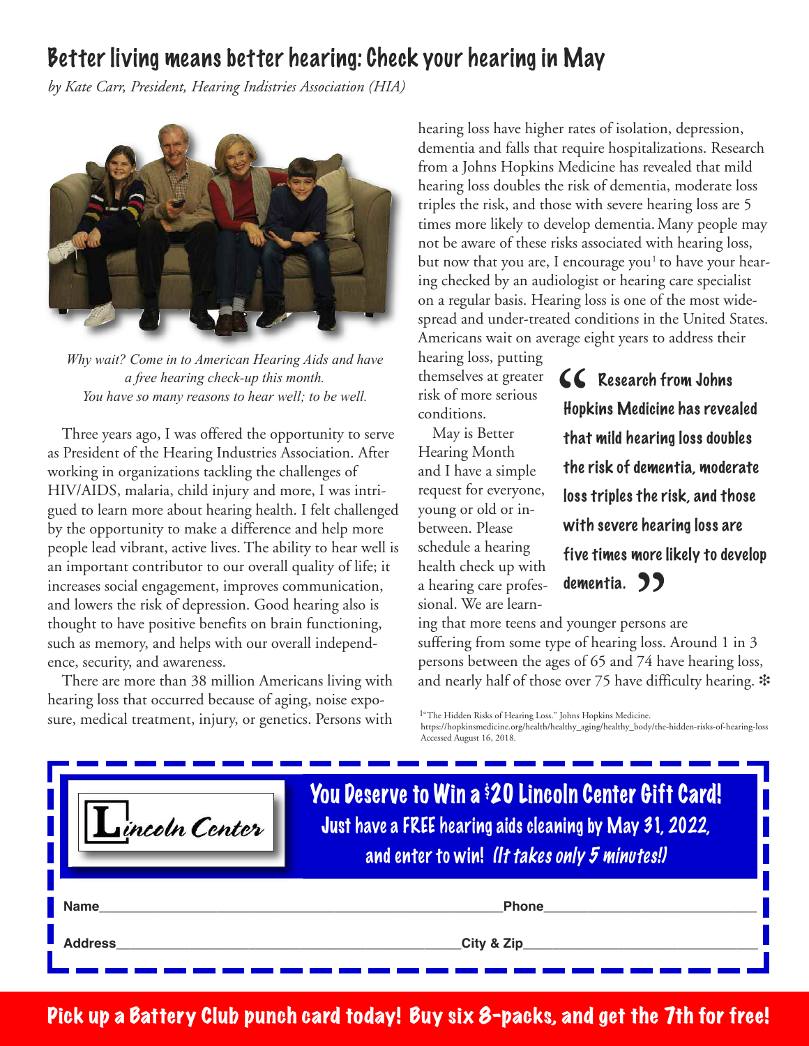# Better living means better hearing: Check your hearing in May

*by Kate Carr, President, Hearing Indistries Association (HIA)*

*Why wait? Come in to American Hearing Aids and have a free hearing check-up this month. You have so many reasons to hear well; to be well.*

Three years ago, I was offered the opportunity to serve as President of the Hearing Industries Association. After working in organizations tackling the challenges of HIV/AIDS, malaria, child injury and more, I was intrigued to learn more about hearing health. I felt challenged by the opportunity to make a difference and help more people lead vibrant, active lives. The ability to hear well is an important contributor to our overall quality of life; it increases social engagement, improves communication, and lowers the risk of depression. Good hearing also is thought to have positive benefits on brain functioning, such as memory, and helps with our overall independence, security, and awareness.

There are more than 38 million Americans living with hearing loss that occurred because of aging, noise exposure, medical treatment, injury, or genetics. Persons with hearing loss have higher rates of isolation, depression, dementia and falls that require hospitalizations. Research from a Johns Hopkins Medicine has revealed that mild hearing loss doubles the risk of dementia, moderate loss triples the risk, and those with severe hearing loss are 5 times more likely to develop dementia. Many people may not be aware of these risks associated with hearing loss, but now that you are, I encourage you[1] to have your hearing checked by an audiologist or hearing care specialist on a regular basis. Hearing loss is one of the most widespread and under-treated conditions in the United States. Americans wait on average eight years to address their hearing loss, putting themselves at greater risk of more serious conditions.

> "Research from Johns Hopkins Medicine has revealed that mild hearing loss doubles the risk of dementia, moderate loss triples the risk, and those with severe hearing loss are five times more likely to develop dementia."

May is Better Hearing Month and I have a simple request for everyone, young or old or in-between. Please schedule a hearing health check up with a hearing care professional. We are learning that more teens and younger persons are suffering from some type of hearing loss. Around 1 in 3 persons between the ages of 65 and 74 have hearing loss, and nearly half of those over 75 have difficulty hearing. ❄

[1] "The Hidden Risks of Hearing Loss." Johns Hopkins Medicine. https://hopkinsmedicine.org/health/healthy_aging/healthy_body/the-hidden-risks-of-hearing-loss Accessed August 16, 2018.

---

**Lincoln Center**

## You Deserve to Win a $20 Lincoln Center Gift Card!

**Just have a FREE hearing aids cleaning by May 31, 2022, and enter to win!** ***(It takes only 5 minutes!)***

**Name**\_\_\_\_\_\_\_\_\_\_\_\_\_\_\_\_\_\_\_\_\_\_\_\_ **Phone**\_\_\_\_\_\_\_\_\_\_\_\_\_\_\_\_\_\_\_\_

**Address**\_\_\_\_\_\_\_\_\_\_\_\_\_\_\_\_\_\_\_\_\_\_\_\_ **City & Zip**\_\_\_\_\_\_\_\_\_\_\_\_\_\_\_\_\_\_\_\_

---

**Pick up a Battery Club punch card today! Buy six 8-packs, and get the 7th for free!**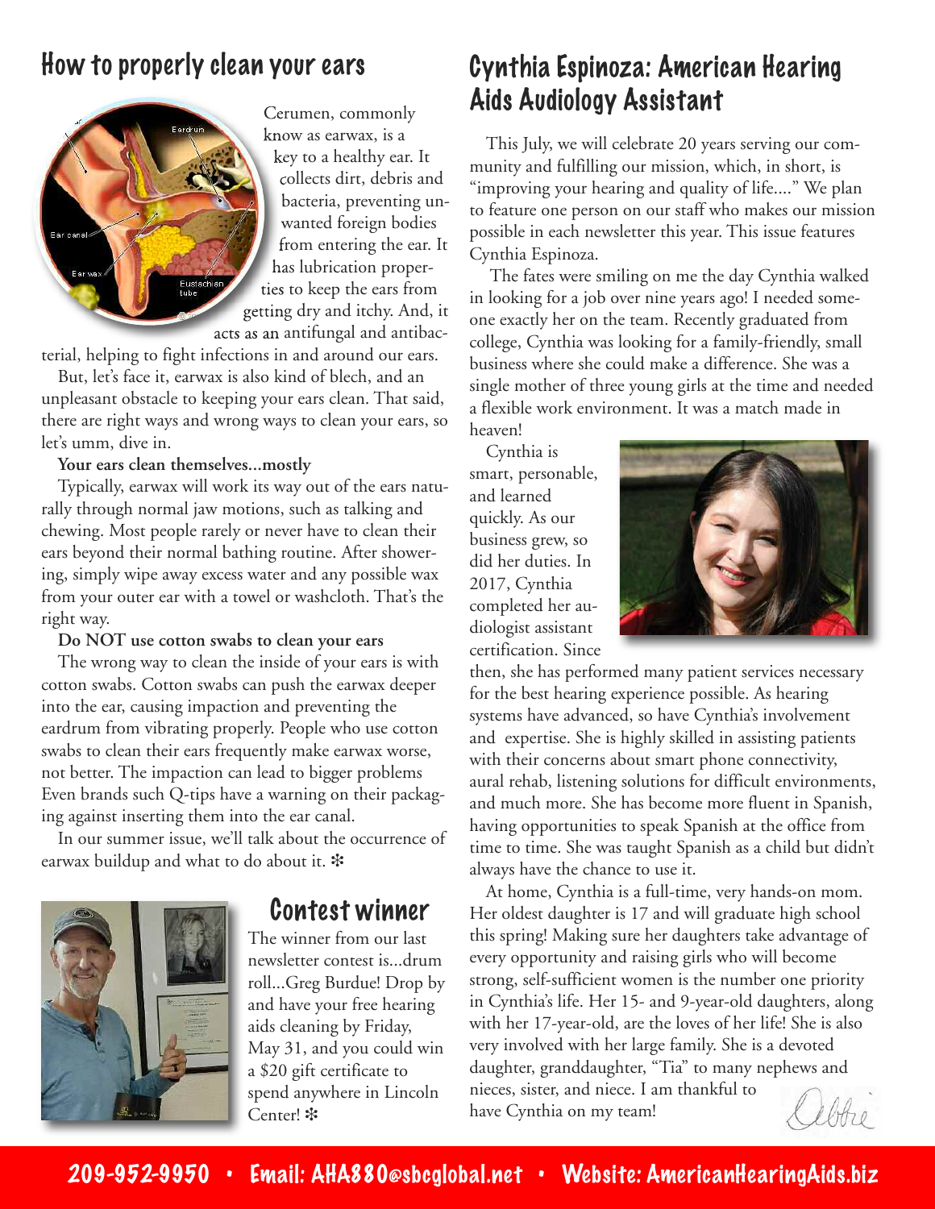## How to properly clean your ears

Cerumen, commonly know as earwax, is a key to a healthy ear. It collects dirt, debris and bacteria, preventing unwanted foreign bodies from entering the ear. It has lubrication properties to keep the ears from getting dry and itchy. And, it acts as an antifungal and antibacterial, helping to fight infections in and around our ears.

But, let's face it, earwax is also kind of blech, and an unpleasant obstacle to keeping your ears clean. That said, there are right ways and wrong ways to clean your ears, so let's umm, dive in.

**Your ears clean themselves...mostly**

Typically, earwax will work its way out of the ears naturally through normal jaw motions, such as talking and chewing. Most people rarely or never have to clean their ears beyond their normal bathing routine. After showering, simply wipe away excess water and any possible wax from your outer ear with a towel or washcloth. That's the right way.

**Do NOT use cotton swabs to clean your ears**

The wrong way to clean the inside of your ears is with cotton swabs. Cotton swabs can push the earwax deeper into the ear, causing impaction and preventing the eardrum from vibrating properly. People who use cotton swabs to clean their ears frequently make earwax worse, not better. The impaction can lead to bigger problems Even brands such Q-tips have a warning on their packaging against inserting them into the ear canal.

In our summer issue, we'll talk about the occurrence of earwax buildup and what to do about it. ❇

## Contest winner

The winner from our last newsletter contest is...drum roll...Greg Burdue! Drop by and have your free hearing aids cleaning by Friday, May 31, and you could win a $20 gift certificate to spend anywhere in Lincoln Center! ❇

## Cynthia Espinoza: American Hearing Aids Audiology Assistant

This July, we will celebrate 20 years serving our community and fulfilling our mission, which, in short, is "improving your hearing and quality of life...." We plan to feature one person on our staff who makes our mission possible in each newsletter this year. This issue features Cynthia Espinoza.

The fates were smiling on me the day Cynthia walked in looking for a job over nine years ago! I needed someone exactly her on the team. Recently graduated from college, Cynthia was looking for a family-friendly, small business where she could make a difference. She was a single mother of three young girls at the time and needed a flexible work environment. It was a match made in heaven!

Cynthia is smart, personable, and learned quickly. As our business grew, so did her duties. In 2017, Cynthia completed her audiologist assistant certification. Since then, she has performed many patient services necessary for the best hearing experience possible. As hearing systems have advanced, so have Cynthia's involvement and expertise. She is highly skilled in assisting patients with their concerns about smart phone connectivity, aural rehab, listening solutions for difficult environments, and much more. She has become more fluent in Spanish, having opportunities to speak Spanish at the office from time to time. She was taught Spanish as a child but didn't always have the chance to use it.

At home, Cynthia is a full-time, very hands-on mom. Her oldest daughter is 17 and will graduate high school this spring! Making sure her daughters take advantage of every opportunity and raising girls who will become strong, self-sufficient women is the number one priority in Cynthia's life. Her 15- and 9-year-old daughters, along with her 17-year-old, are the loves of her life! She is also very involved with her large family. She is a devoted daughter, granddaughter, "Tia" to many nephews and nieces, sister, and niece. I am thankful to have Cynthia on my team!

Debbie

209-952-9950 • Email: AHA880@sbcglobal.net • Website: AmericanHearingAids.biz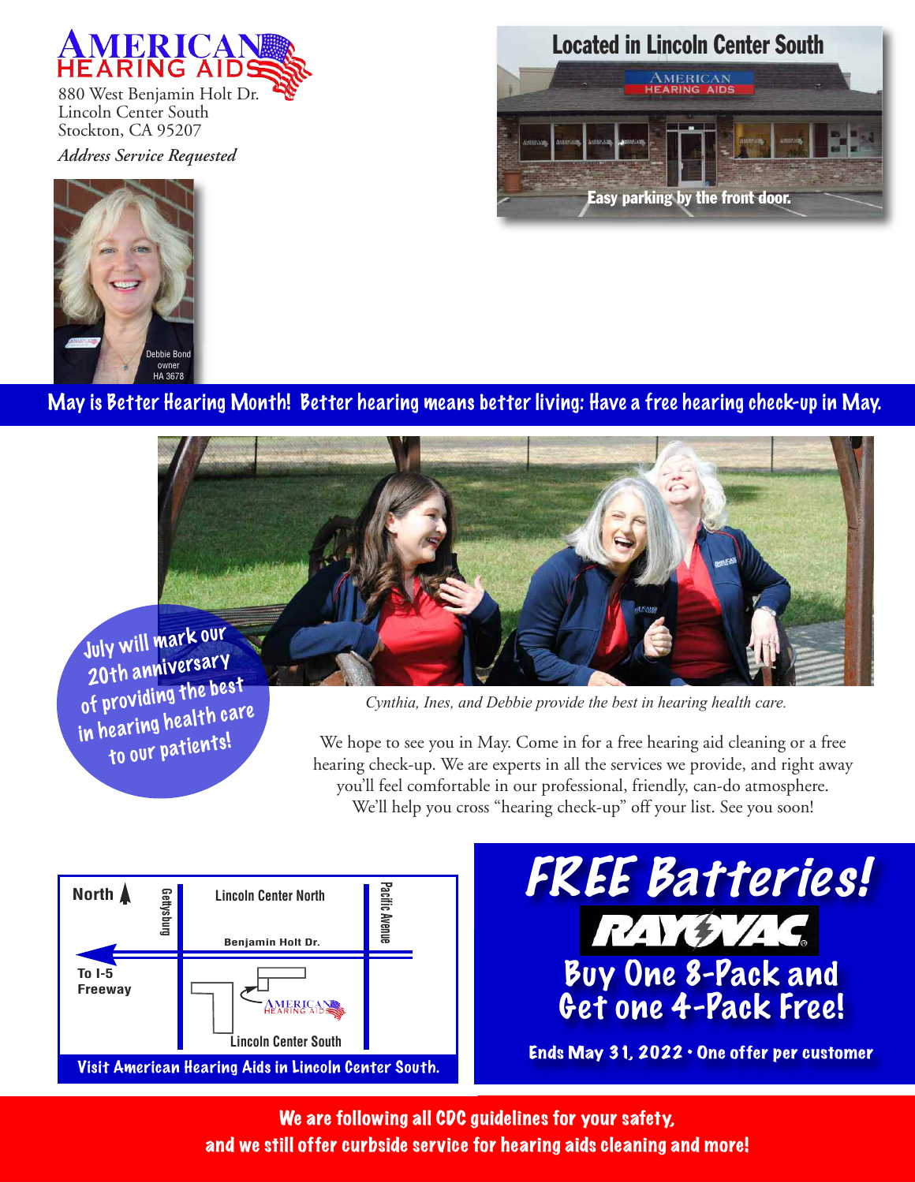# AMERICAN HEARING AIDS

880 West Benjamin Holt Dr.
Lincoln Center South
Stockton, CA 95207

*Address Service Requested*

Debbie Bond
owner
HA 3678

## Located in Lincoln Center South

Easy parking by the front door.

**May is Better Hearing Month! Better hearing means better living: Have a free hearing check-up in May.**

July will mark our 20th anniversary of providing the best in hearing health care to our patients!

*Cynthia, Ines, and Debbie provide the best in hearing health care.*

We hope to see you in May. Come in for a free hearing aid cleaning or a free hearing check-up. We are experts in all the services we provide, and right away you'll feel comfortable in our professional, friendly, can-do atmosphere. We'll help you cross "hearing check-up" off your list. See you soon!

North
Gettysburg
Lincoln Center North
Pacific Avenue
Benjamin Holt Dr.
To I-5 Freeway
American Hearing Aids
Lincoln Center South

Visit American Hearing Aids in Lincoln Center South.

## FREE Batteries!

RAYOVAC

**Buy One 8-Pack and Get one 4-Pack Free!**

Ends May 31, 2022 • One offer per customer

**We are following all CDC guidelines for your safety, and we still offer curbside service for hearing aids cleaning and more!**